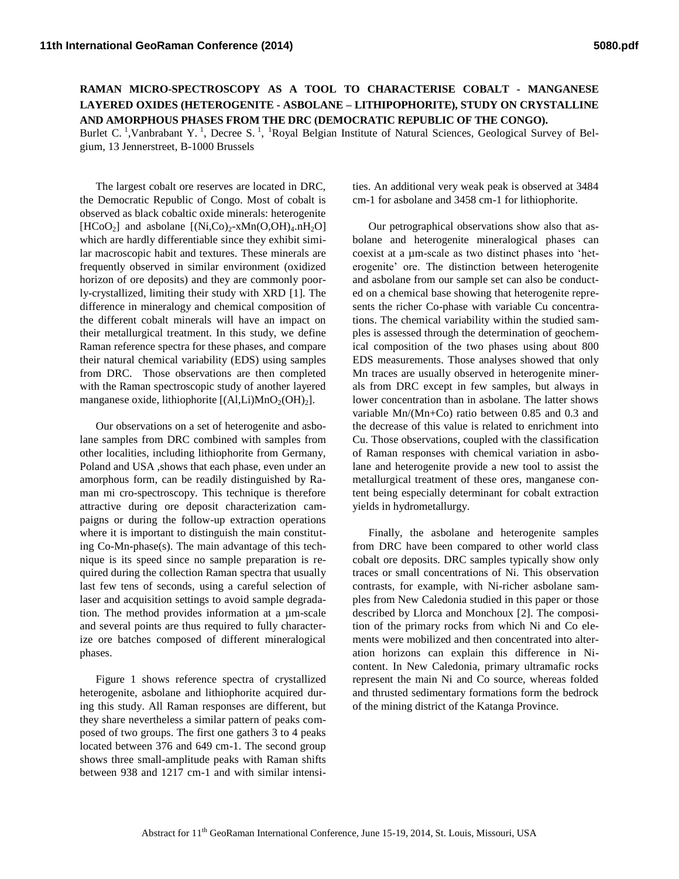# RAMAN MICRO-SPECTROSCOPY AS A TOOL TO CHARACTERISE COBALT - MANGANESE LAYERED OXIDES (HETEROGENITE - ASBOLANE – LITHIPOPHORITE), STUDY ON CRYSTALLINE AND AMORPHOUS PHASES FROM THE DRC (DEMOCRATIC REPUBLIC OF THE CONGO).

Burlet C. [1], Vanbrabant Y. [1], Decree S. [1], [1]Royal Belgian Institute of Natural Sciences, Geological Survey of Belgium, 13 Jennerstreet, B-1000 Brussels

The largest cobalt ore reserves are located in DRC, the Democratic Republic of Congo. Most of cobalt is observed as black cobaltic oxide minerals: heterogenite [$HCoO_2$] and asbolane [$(Ni,Co)_{2}$-$xMn(O,OH)_4.nH_2O$] which are hardly differentiable since they exhibit similar macroscopic habit and textures. These minerals are frequently observed in similar environment (oxidized horizon of ore deposits) and they are commonly poorly-crystallized, limiting their study with XRD [1]. The difference in mineralogy and chemical composition of the different cobalt minerals will have an impact on their metallurgical treatment. In this study, we define Raman reference spectra for these phases, and compare their natural chemical variability (EDS) using samples from DRC. Those observations are then completed with the Raman spectroscopic study of another layered manganese oxide, lithiophorite [$(Al,Li)MnO_2(OH)_2$].

Our observations on a set of heterogenite and asbolane samples from DRC combined with samples from other localities, including lithiophorite from Germany, Poland and USA ,shows that each phase, even under an amorphous form, can be readily distinguished by Raman mi cro-spectroscopy. This technique is therefore attractive during ore deposit characterization campaigns or during the follow-up extraction operations where it is important to distinguish the main constituting Co-Mn-phase(s). The main advantage of this technique is its speed since no sample preparation is required during the collection Raman spectra that usually last few tens of seconds, using a careful selection of laser and acquisition settings to avoid sample degradation. The method provides information at a µm-scale and several points are thus required to fully characterize ore batches composed of different mineralogical phases.

Figure 1 shows reference spectra of crystallized heterogenite, asbolane and lithiophorite acquired during this study. All Raman responses are different, but they share nevertheless a similar pattern of peaks composed of two groups. The first one gathers 3 to 4 peaks located between 376 and 649 cm-1. The second group shows three small-amplitude peaks with Raman shifts between 938 and 1217 cm-1 and with similar intensities. An additional very weak peak is observed at 3484 cm-1 for asbolane and 3458 cm-1 for lithiophorite.

Our petrographical observations show also that asbolane and heterogenite mineralogical phases can coexist at a µm-scale as two distinct phases into 'heterogenite' ore. The distinction between heterogenite and asbolane from our sample set can also be conducted on a chemical base showing that heterogenite represents the richer Co-phase with variable Cu concentrations. The chemical variability within the studied samples is assessed through the determination of geochemical composition of the two phases using about 800 EDS measurements. Those analyses showed that only Mn traces are usually observed in heterogenite minerals from DRC except in few samples, but always in lower concentration than in asbolane. The latter shows variable Mn/(Mn+Co) ratio between 0.85 and 0.3 and the decrease of this value is related to enrichment into Cu. Those observations, coupled with the classification of Raman responses with chemical variation in asbolane and heterogenite provide a new tool to assist the metallurgical treatment of these ores, manganese content being especially determinant for cobalt extraction yields in hydrometallurgy.

Finally, the asbolane and heterogenite samples from DRC have been compared to other world class cobalt ore deposits. DRC samples typically show only traces or small concentrations of Ni. This observation contrasts, for example, with Ni-richer asbolane samples from New Caledonia studied in this paper or those described by Llorca and Monchoux [2]. The composition of the primary rocks from which Ni and Co elements were mobilized and then concentrated into alteration horizons can explain this difference in Ni-content. In New Caledonia, primary ultramafic rocks represent the main Ni and Co source, whereas folded and thrusted sedimentary formations form the bedrock of the mining district of the Katanga Province.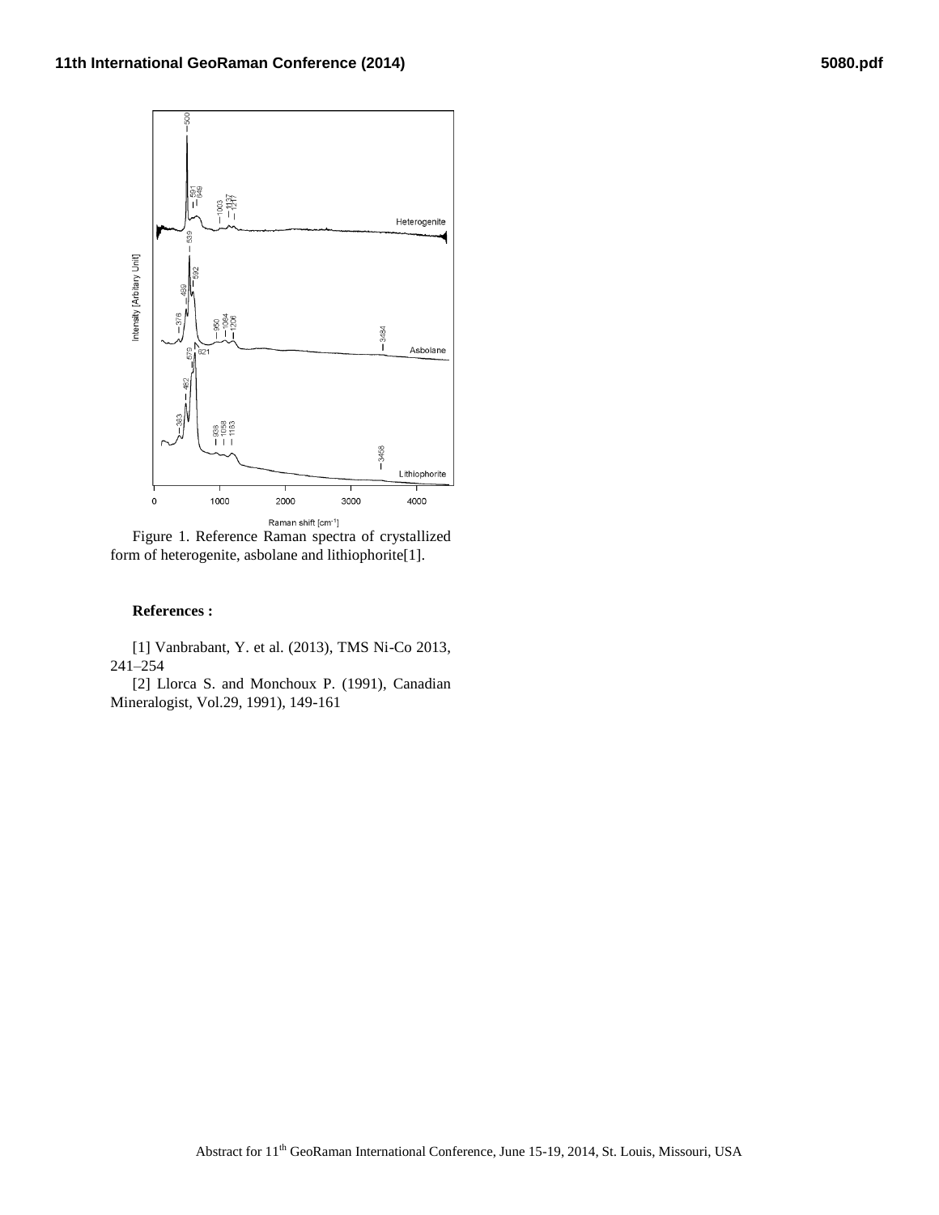Heterogenite

500

591

649

1003

1137

1217

Asbolane

539

376

459

592

950

1064

1206

3484

Lithiophorite

579

621

383

482

938

1058

1183

3468

Intensity [Arbitary Unit]

0

1000

2000

3000

4000

Raman shift [cm$^{-1}$]

Figure 1. Reference Raman spectra of crystallized form of heterogenite, asbolane and lithiophorite[1].

**References :**

[1] Vanbrabant, Y. et al. (2013), TMS Ni-Co 2013, 241–254

[2] Llorca S. and Monchoux P. (1991), Canadian Mineralogist, Vol.29, 1991), 149-161